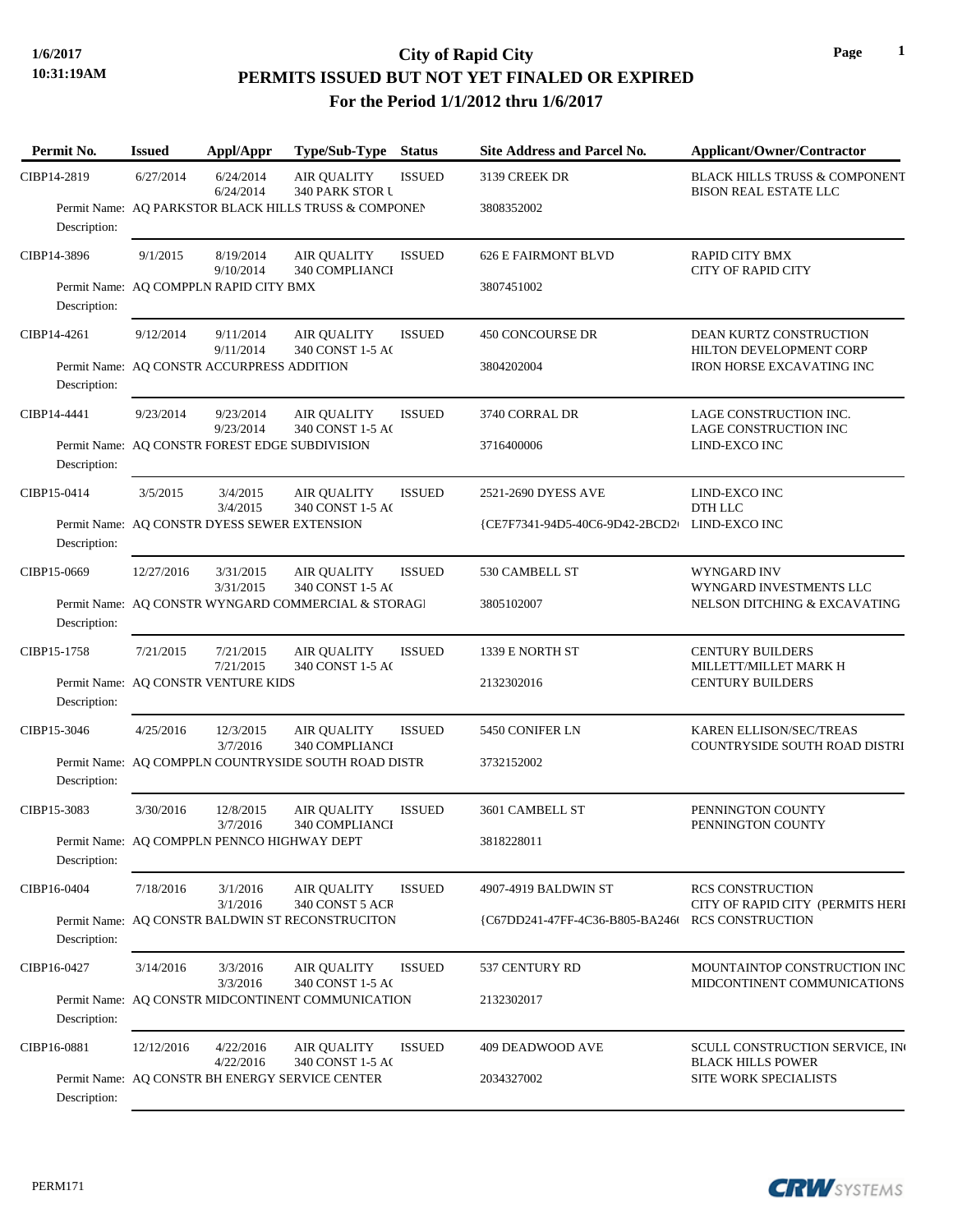# City of Rapid City

## PERMITS ISSUED BUT NOT YET FINALED OR EXPIRED

### For the Period 1/1/2012 thru 1/6/2017

1/6/2017
10:31:19AM

| Permit No. | Issued | Appl/Appr | Type/Sub-Type | Status | Site Address and Parcel No. | Applicant/Owner/Contractor |
|---|---|---|---|---|---|---|
| CIBP14-2819 | 6/27/2014 | 6/24/2014<br>6/24/2014 | AIR QUALITY<br>340 PARK STOR U | ISSUED | 3139 CREEK DR<br>3808352002 | BLACK HILLS TRUSS & COMPONENT<br>BISON REAL ESTATE LLC |
| Permit Name: AQ PARKSTOR BLACK HILLS TRUSS & COMPONEN<br>Description: | | | | | | |
| CIBP14-3896 | 9/1/2015 | 8/19/2014<br>9/10/2014 | AIR QUALITY<br>340 COMPLIANCI | ISSUED | 626 E FAIRMONT BLVD<br>3807451002 | RAPID CITY BMX<br>CITY OF RAPID CITY |
| Permit Name: AQ COMPPLN RAPID CITY BMX<br>Description: | | | | | | |
| CIBP14-4261 | 9/12/2014 | 9/11/2014<br>9/11/2014 | AIR QUALITY<br>340 CONST 1-5 AC | ISSUED | 450 CONCOURSE DR<br>3804202004 | DEAN KURTZ CONSTRUCTION<br>HILTON DEVELOPMENT CORP<br>IRON HORSE EXCAVATING INC |
| Permit Name: AQ CONSTR ACCURPRESS ADDITION<br>Description: | | | | | | |
| CIBP14-4441 | 9/23/2014 | 9/23/2014<br>9/23/2014 | AIR QUALITY<br>340 CONST 1-5 AC | ISSUED | 3740 CORRAL DR<br>3716400006 | LAGE CONSTRUCTION INC.<br>LAGE CONSTRUCTION INC<br>LIND-EXCO INC |
| Permit Name: AQ CONSTR FOREST EDGE SUBDIVISION<br>Description: | | | | | | |
| CIBP15-0414 | 3/5/2015 | 3/4/2015<br>3/4/2015 | AIR QUALITY<br>340 CONST 1-5 AC | ISSUED | 2521-2690 DYESS AVE<br>{CE7F7341-94D5-40C6-9D42-2BCD2 | LIND-EXCO INC<br>DTH LLC<br>LIND-EXCO INC |
| Permit Name: AQ CONSTR DYESS SEWER EXTENSION<br>Description: | | | | | | |
| CIBP15-0669 | 12/27/2016 | 3/31/2015<br>3/31/2015 | AIR QUALITY<br>340 CONST 1-5 AC | ISSUED | 530 CAMBELL ST<br>3805102007 | WYNGARD INV<br>WYNGARD INVESTMENTS LLC<br>NELSON DITCHING & EXCAVATING |
| Permit Name: AQ CONSTR WYNGARD COMMERCIAL & STORAGI<br>Description: | | | | | | |
| CIBP15-1758 | 7/21/2015 | 7/21/2015<br>7/21/2015 | AIR QUALITY<br>340 CONST 1-5 AC | ISSUED | 1339 E NORTH ST<br>2132302016 | CENTURY BUILDERS<br>MILLETT/MILLET MARK H<br>CENTURY BUILDERS |
| Permit Name: AQ CONSTR VENTURE KIDS<br>Description: | | | | | | |
| CIBP15-3046 | 4/25/2016 | 12/3/2015<br>3/7/2016 | AIR QUALITY<br>340 COMPLIANCI | ISSUED | 5450 CONIFER LN<br>3732152002 | KAREN ELLISON/SEC/TREAS<br>COUNTRYSIDE SOUTH ROAD DISTRI |
| Permit Name: AQ COMPPLN COUNTRYSIDE SOUTH ROAD DISTR<br>Description: | | | | | | |
| CIBP15-3083 | 3/30/2016 | 12/8/2015<br>3/7/2016 | AIR QUALITY<br>340 COMPLIANCI | ISSUED | 3601 CAMBELL ST<br>3818228011 | PENNINGTON COUNTY<br>PENNINGTON COUNTY |
| Permit Name: AQ COMPPLN PENNCO HIGHWAY DEPT<br>Description: | | | | | | |
| CIBP16-0404 | 7/18/2016 | 3/1/2016<br>3/1/2016 | AIR QUALITY<br>340 CONST 5 ACR | ISSUED | 4907-4919 BALDWIN ST<br>{C67DD241-47FF-4C36-B805-BA246 | RCS CONSTRUCTION<br>CITY OF RAPID CITY (PERMITS HERI<br>RCS CONSTRUCTION |
| Permit Name: AQ CONSTR BALDWIN ST RECONSTRUCITON<br>Description: | | | | | | |
| CIBP16-0427 | 3/14/2016 | 3/3/2016<br>3/3/2016 | AIR QUALITY<br>340 CONST 1-5 AC | ISSUED | 537 CENTURY RD<br>2132302017 | MOUNTAINTOP CONSTRUCTION INC<br>MIDCONTINENT COMMUNICATIONS |
| Permit Name: AQ CONSTR MIDCONTINENT COMMUNICATION<br>Description: | | | | | | |
| CIBP16-0881 | 12/12/2016 | 4/22/2016<br>4/22/2016 | AIR QUALITY<br>340 CONST 1-5 AC | ISSUED | 409 DEADWOOD AVE<br>2034327002 | SCULL CONSTRUCTION SERVICE, INC<br>BLACK HILLS POWER<br>SITE WORK SPECIALISTS |
| Permit Name: AQ CONSTR BH ENERGY SERVICE CENTER<br>Description: | | | | | | |

PERM171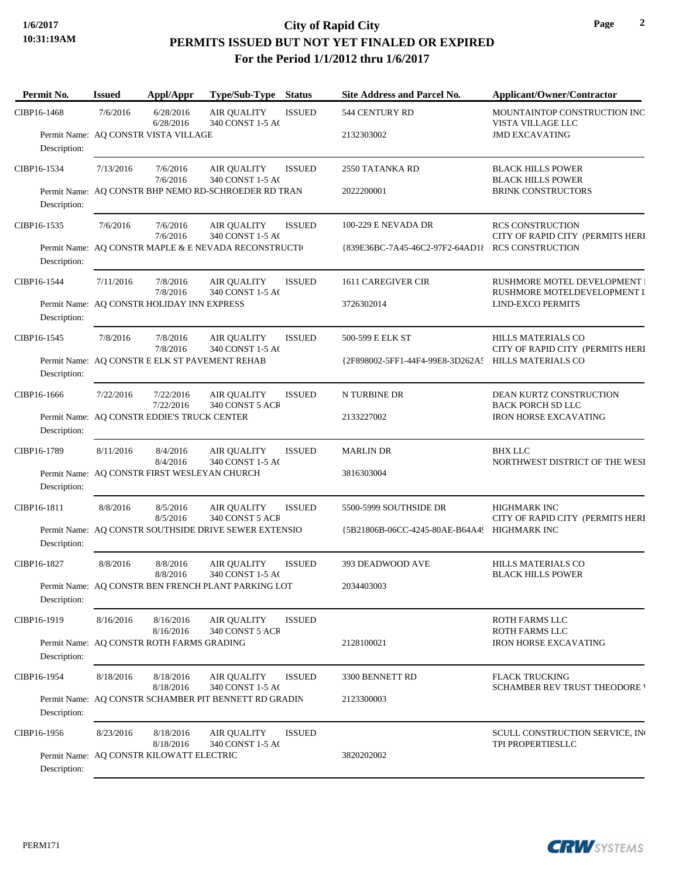# City of Rapid City

## PERMITS ISSUED BUT NOT YET FINALED OR EXPIRED

### For the Period 1/1/2012 thru 1/6/2017

| Permit No. | Issued | Appl/Appr | Type/Sub-Type | Status | Site Address and Parcel No. | Applicant/Owner/Contractor |
|---|---|---|---|---|---|---|
| CIBP16-1468 | 7/6/2016 | 6/28/2016 6/28/2016 | AIR QUALITY 340 CONST 1-5 A( | ISSUED | 544 CENTURY RD 2132303002 | MOUNTAINTOP CONSTRUCTION INC VISTA VILLAGE LLC JMD EXCAVATING |
| Permit Name: AQ CONSTR VISTA VILLAGE Description: | | | | | | |
| CIBP16-1534 | 7/13/2016 | 7/6/2016 7/6/2016 | AIR QUALITY 340 CONST 1-5 A( | ISSUED | 2550 TATANKA RD 2022200001 | BLACK HILLS POWER BLACK HILLS POWER BRINK CONSTRUCTORS |
| Permit Name: AQ CONSTR BHP NEMO RD-SCHROEDER RD TRAN Description: | | | | | | |
| CIBP16-1535 | 7/6/2016 | 7/6/2016 7/6/2016 | AIR QUALITY 340 CONST 1-5 A( | ISSUED | 100-229 E NEVADA DR {839E36BC-7A45-46C2-97F2-64AD18 | RCS CONSTRUCTION CITY OF RAPID CITY (PERMITS HERI RCS CONSTRUCTION |
| Permit Name: AQ CONSTR MAPLE & E NEVADA RECONSTRUCTI( Description: | | | | | | |
| CIBP16-1544 | 7/11/2016 | 7/8/2016 7/8/2016 | AIR QUALITY 340 CONST 1-5 A( | ISSUED | 1611 CAREGIVER CIR 3726302014 | RUSHMORE MOTEL DEVELOPMENT I RUSHMORE MOTELDEVELOPMENT L LIND-EXCO PERMITS |
| Permit Name: AQ CONSTR HOLIDAY INN EXPRESS Description: | | | | | | |
| CIBP16-1545 | 7/8/2016 | 7/8/2016 7/8/2016 | AIR QUALITY 340 CONST 1-5 A( | ISSUED | 500-599 E ELK ST {2F898002-5FF1-44F4-99E8-3D262A5 | HILLS MATERIALS CO CITY OF RAPID CITY (PERMITS HERI HILLS MATERIALS CO |
| Permit Name: AQ CONSTR E ELK ST PAVEMENT REHAB Description: | | | | | | |
| CIBP16-1666 | 7/22/2016 | 7/22/2016 7/22/2016 | AIR QUALITY 340 CONST 5 ACR | ISSUED | N TURBINE DR 2133227002 | DEAN KURTZ CONSTRUCTION BACK PORCH SD LLC IRON HORSE EXCAVATING |
| Permit Name: AQ CONSTR EDDIE'S TRUCK CENTER Description: | | | | | | |
| CIBP16-1789 | 8/11/2016 | 8/4/2016 8/4/2016 | AIR QUALITY 340 CONST 1-5 A( | ISSUED | MARLIN DR 3816303004 | BHX LLC NORTHWEST DISTRICT OF THE WESI |
| Permit Name: AQ CONSTR FIRST WESLEYAN CHURCH Description: | | | | | | |
| CIBP16-1811 | 8/8/2016 | 8/5/2016 8/5/2016 | AIR QUALITY 340 CONST 5 ACR | ISSUED | 5500-5999 SOUTHSIDE DR {5B21806B-06CC-4245-80AE-B64A4! | HIGHMARK INC CITY OF RAPID CITY (PERMITS HERI HIGHMARK INC |
| Permit Name: AQ CONSTR SOUTHSIDE DRIVE SEWER EXTENSIO Description: | | | | | | |
| CIBP16-1827 | 8/8/2016 | 8/8/2016 8/8/2016 | AIR QUALITY 340 CONST 1-5 A( | ISSUED | 393 DEADWOOD AVE 2034403003 | HILLS MATERIALS CO BLACK HILLS POWER |
| Permit Name: AQ CONSTR BEN FRENCH PLANT PARKING LOT Description: | | | | | | |
| CIBP16-1919 | 8/16/2016 | 8/16/2016 8/16/2016 | AIR QUALITY 340 CONST 5 ACR | ISSUED | 2128100021 | ROTH FARMS LLC ROTH FARMS LLC IRON HORSE EXCAVATING |
| Permit Name: AQ CONSTR ROTH FARMS GRADING Description: | | | | | | |
| CIBP16-1954 | 8/18/2016 | 8/18/2016 8/18/2016 | AIR QUALITY 340 CONST 1-5 A( | ISSUED | 3300 BENNETT RD 2123300003 | FLACK TRUCKING SCHAMBER REV TRUST THEODORE ' |
| Permit Name: AQ CONSTR SCHAMBER PIT BENNETT RD GRADIN Description: | | | | | | |
| CIBP16-1956 | 8/23/2016 | 8/18/2016 8/18/2016 | AIR QUALITY 340 CONST 1-5 A( | ISSUED | 3820202002 | SCULL CONSTRUCTION SERVICE, IN( TPI PROPERTIESLLC |
| Permit Name: AQ CONSTR KILOWATT ELECTRIC Description: | | | | | | |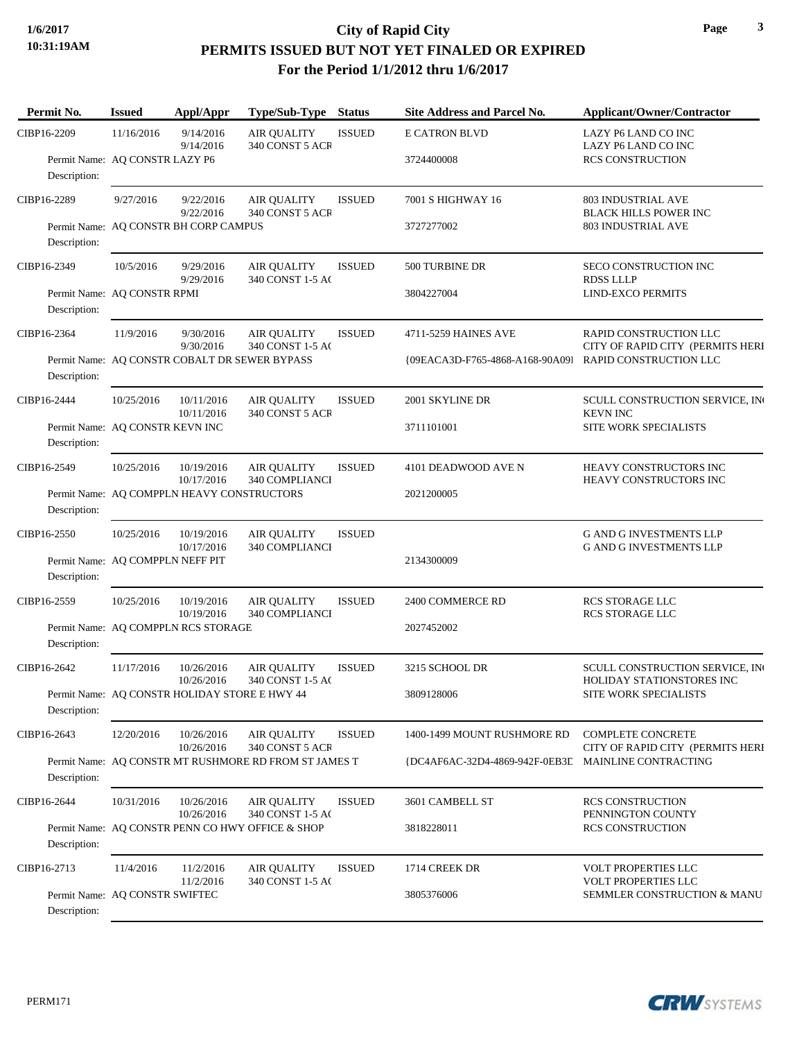# City of Rapid City
## PERMITS ISSUED BUT NOT YET FINALED OR EXPIRED
### For the Period 1/1/2012 thru 1/6/2017

1/6/2017 10:31:19AM

| Permit No. | Issued | Appl/Appr | Type/Sub-Type | Status | Site Address and Parcel No. | Applicant/Owner/Contractor |
|---|---|---|---|---|---|---|
| CIBP16-2209 | 11/16/2016 | 9/14/2016 9/14/2016 | AIR QUALITY 340 CONST 5 ACR | ISSUED | E CATRON BLVD | LAZY P6 LAND CO INC / LAZY P6 LAND CO INC |
| Permit Name: AQ CONSTR LAZY P6 | | | | | 3724400008 | RCS CONSTRUCTION |
| Description: | | | | | | |
| CIBP16-2289 | 9/27/2016 | 9/22/2016 9/22/2016 | AIR QUALITY 340 CONST 5 ACR | ISSUED | 7001 S HIGHWAY 16 | 803 INDUSTRIAL AVE / BLACK HILLS POWER INC |
| Permit Name: AQ CONSTR BH CORP CAMPUS | | | | | 3727277002 | 803 INDUSTRIAL AVE |
| Description: | | | | | | |
| CIBP16-2349 | 10/5/2016 | 9/29/2016 9/29/2016 | AIR QUALITY 340 CONST 1-5 AC | ISSUED | 500 TURBINE DR | SECO CONSTRUCTION INC / RDSS LLLP |
| Permit Name: AQ CONSTR RPMI | | | | | 3804227004 | LIND-EXCO PERMITS |
| Description: | | | | | | |
| CIBP16-2364 | 11/9/2016 | 9/30/2016 9/30/2016 | AIR QUALITY 340 CONST 1-5 AC | ISSUED | 4711-5259 HAINES AVE | RAPID CONSTRUCTION LLC / CITY OF RAPID CITY (PERMITS HERI |
| Permit Name: AQ CONSTR COBALT DR SEWER BYPASS | | | | | {09EACA3D-F765-4868-A168-90A09l | RAPID CONSTRUCTION LLC |
| Description: | | | | | | |
| CIBP16-2444 | 10/25/2016 | 10/11/2016 10/11/2016 | AIR QUALITY 340 CONST 5 ACR | ISSUED | 2001 SKYLINE DR | SCULL CONSTRUCTION SERVICE, IN( / KEVN INC |
| Permit Name: AQ CONSTR KEVN INC | | | | | 3711101001 | SITE WORK SPECIALISTS |
| Description: | | | | | | |
| CIBP16-2549 | 10/25/2016 | 10/19/2016 10/17/2016 | AIR QUALITY 340 COMPLIANCI | ISSUED | 4101 DEADWOOD AVE N | HEAVY CONSTRUCTORS INC / HEAVY CONSTRUCTORS INC |
| Permit Name: AQ COMPPLN HEAVY CONSTRUCTORS | | | | | 2021200005 | |
| Description: | | | | | | |
| CIBP16-2550 | 10/25/2016 | 10/19/2016 10/17/2016 | AIR QUALITY 340 COMPLIANCI | ISSUED | | G AND G INVESTMENTS LLP / G AND G INVESTMENTS LLP |
| Permit Name: AQ COMPPLN NEFF PIT | | | | | 2134300009 | |
| Description: | | | | | | |
| CIBP16-2559 | 10/25/2016 | 10/19/2016 10/19/2016 | AIR QUALITY 340 COMPLIANCI | ISSUED | 2400 COMMERCE RD | RCS STORAGE LLC / RCS STORAGE LLC |
| Permit Name: AQ COMPPLN RCS STORAGE | | | | | 2027452002 | |
| Description: | | | | | | |
| CIBP16-2642 | 11/17/2016 | 10/26/2016 10/26/2016 | AIR QUALITY 340 CONST 1-5 AC | ISSUED | 3215 SCHOOL DR | SCULL CONSTRUCTION SERVICE, IN( / HOLIDAY STATIONSTORES INC |
| Permit Name: AQ CONSTR HOLIDAY STORE E HWY 44 | | | | | 3809128006 | SITE WORK SPECIALISTS |
| Description: | | | | | | |
| CIBP16-2643 | 12/20/2016 | 10/26/2016 10/26/2016 | AIR QUALITY 340 CONST 5 ACR | ISSUED | 1400-1499 MOUNT RUSHMORE RD | COMPLETE CONCRETE / CITY OF RAPID CITY (PERMITS HERI |
| Permit Name: AQ CONSTR MT RUSHMORE RD FROM ST JAMES T | | | | | {DC4AF6AC-32D4-4869-942F-0EB3D | MAINLINE CONTRACTING |
| Description: | | | | | | |
| CIBP16-2644 | 10/31/2016 | 10/26/2016 10/26/2016 | AIR QUALITY 340 CONST 1-5 AC | ISSUED | 3601 CAMBELL ST | RCS CONSTRUCTION / PENNINGTON COUNTY |
| Permit Name: AQ CONSTR PENN CO HWY OFFICE & SHOP | | | | | 3818228011 | RCS CONSTRUCTION |
| Description: | | | | | | |
| CIBP16-2713 | 11/4/2016 | 11/2/2016 11/2/2016 | AIR QUALITY 340 CONST 1-5 AC | ISSUED | 1714 CREEK DR | VOLT PROPERTIES LLC / VOLT PROPERTIES LLC |
| Permit Name: AQ CONSTR SWIFTEC | | | | | 3805376006 | SEMMLER CONSTRUCTION & MANU |
| Description: | | | | | | |

PERM171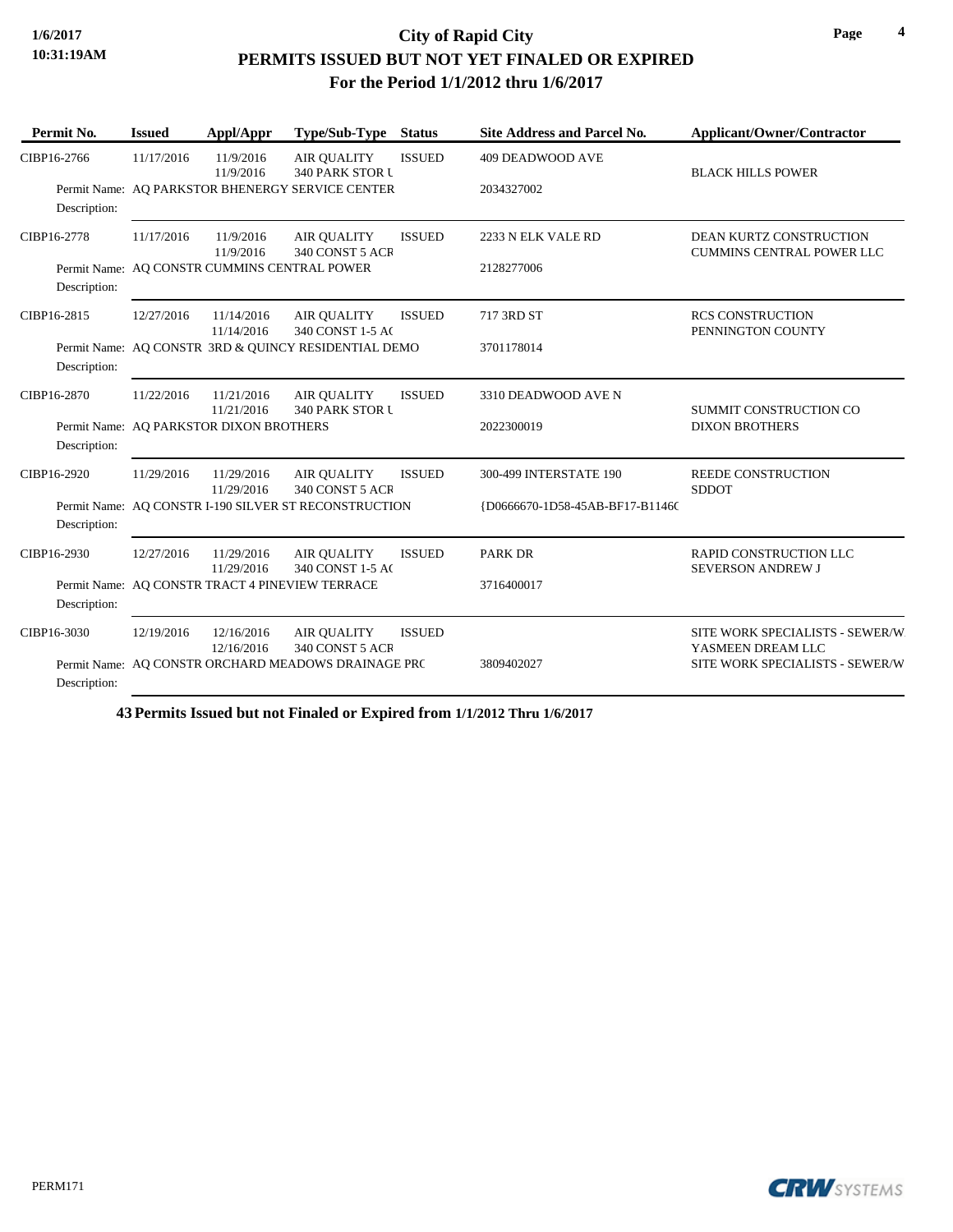# City of Rapid City

## PERMITS ISSUED BUT NOT YET FINALED OR EXPIRED

### For the Period 1/1/2012 thru 1/6/2017

| Permit No. | Issued | Appl/Appr | Type/Sub-Type | Status | Site Address and Parcel No. | Applicant/Owner/Contractor |
|---|---|---|---|---|---|---|
| CIBP16-2766 | 11/17/2016 | 11/9/2016<br>11/9/2016 | AIR QUALITY<br>340 PARK STOR U | ISSUED | 409 DEADWOOD AVE<br>2034327002 | BLACK HILLS POWER |
| Permit Name: AQ PARKSTOR BHENERGY SERVICE CENTER | | | | | | |
| Description: | | | | | | |
| CIBP16-2778 | 11/17/2016 | 11/9/2016<br>11/9/2016 | AIR QUALITY<br>340 CONST 5 ACR | ISSUED | 2233 N ELK VALE RD<br>2128277006 | DEAN KURTZ CONSTRUCTION<br>CUMMINS CENTRAL POWER LLC |
| Permit Name: AQ CONSTR CUMMINS CENTRAL POWER | | | | | | |
| Description: | | | | | | |
| CIBP16-2815 | 12/27/2016 | 11/14/2016<br>11/14/2016 | AIR QUALITY<br>340 CONST 1-5 AC | ISSUED | 717 3RD ST<br>3701178014 | RCS CONSTRUCTION<br>PENNINGTON COUNTY |
| Permit Name: AQ CONSTR 3RD & QUINCY RESIDENTIAL DEMO | | | | | | |
| Description: | | | | | | |
| CIBP16-2870 | 11/22/2016 | 11/21/2016<br>11/21/2016 | AIR QUALITY<br>340 PARK STOR U | ISSUED | 3310 DEADWOOD AVE N<br>2022300019 | SUMMIT CONSTRUCTION CO<br>DIXON BROTHERS |
| Permit Name: AQ PARKSTOR DIXON BROTHERS | | | | | | |
| Description: | | | | | | |
| CIBP16-2920 | 11/29/2016 | 11/29/2016<br>11/29/2016 | AIR QUALITY<br>340 CONST 5 ACR | ISSUED | 300-499 INTERSTATE 190<br>{D0666670-1D58-45AB-BF17-B1146C | REEDE CONSTRUCTION<br>SDDOT |
| Permit Name: AQ CONSTR I-190 SILVER ST RECONSTRUCTION | | | | | | |
| Description: | | | | | | |
| CIBP16-2930 | 12/27/2016 | 11/29/2016<br>11/29/2016 | AIR QUALITY<br>340 CONST 1-5 AC | ISSUED | PARK DR<br>3716400017 | RAPID CONSTRUCTION LLC<br>SEVERSON ANDREW J |
| Permit Name: AQ CONSTR TRACT 4 PINEVIEW TERRACE | | | | | | |
| Description: | | | | | | |
| CIBP16-3030 | 12/19/2016 | 12/16/2016<br>12/16/2016 | AIR QUALITY<br>340 CONST 5 ACR | ISSUED | 3809402027 | SITE WORK SPECIALISTS - SEWER/W<br>YASMEEN DREAM LLC<br>SITE WORK SPECIALISTS - SEWER/W |
| Permit Name: AQ CONSTR ORCHARD MEADOWS DRAINAGE PRC | | | | | | |
| Description: | | | | | | |

**43 Permits Issued but not Finaled or Expired from 1/1/2012 Thru 1/6/2017**